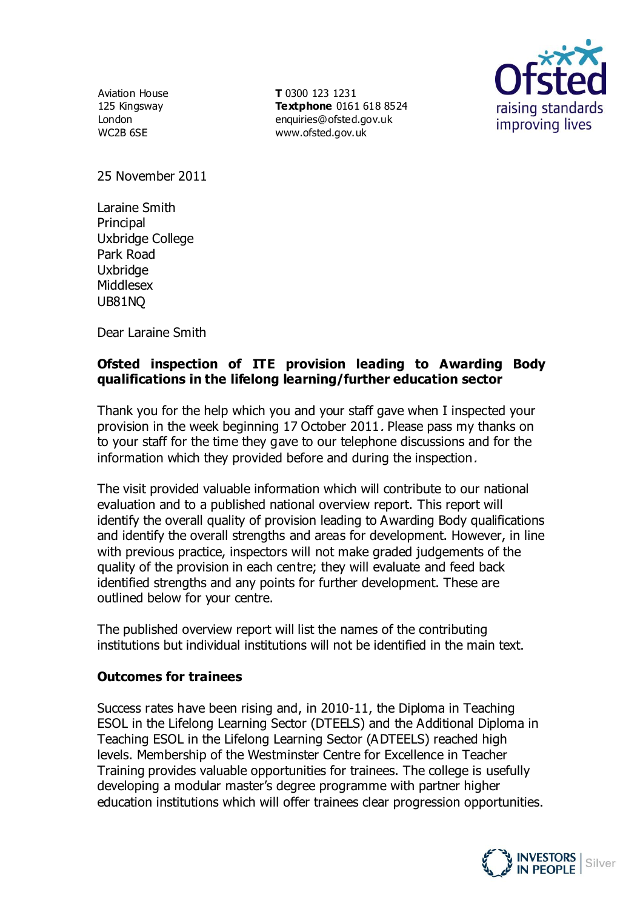Aviation House
125 Kingsway
London
WC2B 6SE

**T** 0300 123 1231
**Textphone** 0161 618 8524
enquiries@ofsted.gov.uk
www.ofsted.gov.uk

Ofsted
raising standards
improving lives

25 November 2011

Laraine Smith
Principal
Uxbridge College
Park Road
Uxbridge
Middlesex
UB81NQ

Dear Laraine Smith

**Ofsted inspection of ITE provision leading to Awarding Body qualifications in the lifelong learning/further education sector**

Thank you for the help which you and your staff gave when I inspected your provision in the week beginning 17 October 2011. Please pass my thanks on to your staff for the time they gave to our telephone discussions and for the information which they provided before and during the inspection.

The visit provided valuable information which will contribute to our national evaluation and to a published national overview report. This report will identify the overall quality of provision leading to Awarding Body qualifications and identify the overall strengths and areas for development. However, in line with previous practice, inspectors will not make graded judgements of the quality of the provision in each centre; they will evaluate and feed back identified strengths and any points for further development. These are outlined below for your centre.

The published overview report will list the names of the contributing institutions but individual institutions will not be identified in the main text.

**Outcomes for trainees**

Success rates have been rising and, in 2010-11, the Diploma in Teaching ESOL in the Lifelong Learning Sector (DTEELS) and the Additional Diploma in Teaching ESOL in the Lifelong Learning Sector (ADTEELS) reached high levels. Membership of the Westminster Centre for Excellence in Teacher Training provides valuable opportunities for trainees. The college is usefully developing a modular master's degree programme with partner higher education institutions which will offer trainees clear progression opportunities.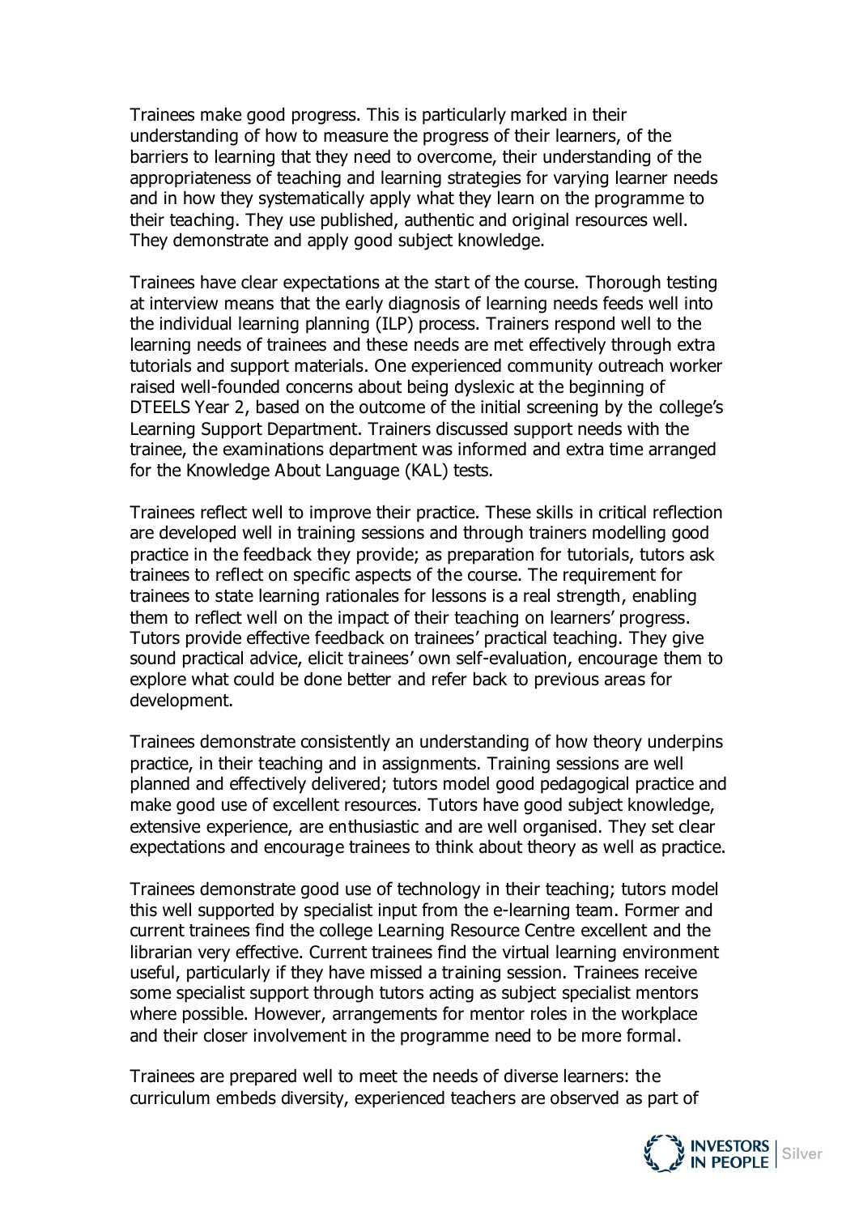Trainees make good progress. This is particularly marked in their understanding of how to measure the progress of their learners, of the barriers to learning that they need to overcome, their understanding of the appropriateness of teaching and learning strategies for varying learner needs and in how they systematically apply what they learn on the programme to their teaching. They use published, authentic and original resources well. They demonstrate and apply good subject knowledge.

Trainees have clear expectations at the start of the course. Thorough testing at interview means that the early diagnosis of learning needs feeds well into the individual learning planning (ILP) process. Trainers respond well to the learning needs of trainees and these needs are met effectively through extra tutorials and support materials. One experienced community outreach worker raised well-founded concerns about being dyslexic at the beginning of DTEELS Year 2, based on the outcome of the initial screening by the college's Learning Support Department. Trainers discussed support needs with the trainee, the examinations department was informed and extra time arranged for the Knowledge About Language (KAL) tests.

Trainees reflect well to improve their practice. These skills in critical reflection are developed well in training sessions and through trainers modelling good practice in the feedback they provide; as preparation for tutorials, tutors ask trainees to reflect on specific aspects of the course. The requirement for trainees to state learning rationales for lessons is a real strength, enabling them to reflect well on the impact of their teaching on learners' progress. Tutors provide effective feedback on trainees' practical teaching. They give sound practical advice, elicit trainees' own self-evaluation, encourage them to explore what could be done better and refer back to previous areas for development.

Trainees demonstrate consistently an understanding of how theory underpins practice, in their teaching and in assignments. Training sessions are well planned and effectively delivered; tutors model good pedagogical practice and make good use of excellent resources. Tutors have good subject knowledge, extensive experience, are enthusiastic and are well organised. They set clear expectations and encourage trainees to think about theory as well as practice.

Trainees demonstrate good use of technology in their teaching; tutors model this well supported by specialist input from the e-learning team. Former and current trainees find the college Learning Resource Centre excellent and the librarian very effective. Current trainees find the virtual learning environment useful, particularly if they have missed a training session. Trainees receive some specialist support through tutors acting as subject specialist mentors where possible. However, arrangements for mentor roles in the workplace and their closer involvement in the programme need to be more formal.

Trainees are prepared well to meet the needs of diverse learners: the curriculum embeds diversity, experienced teachers are observed as part of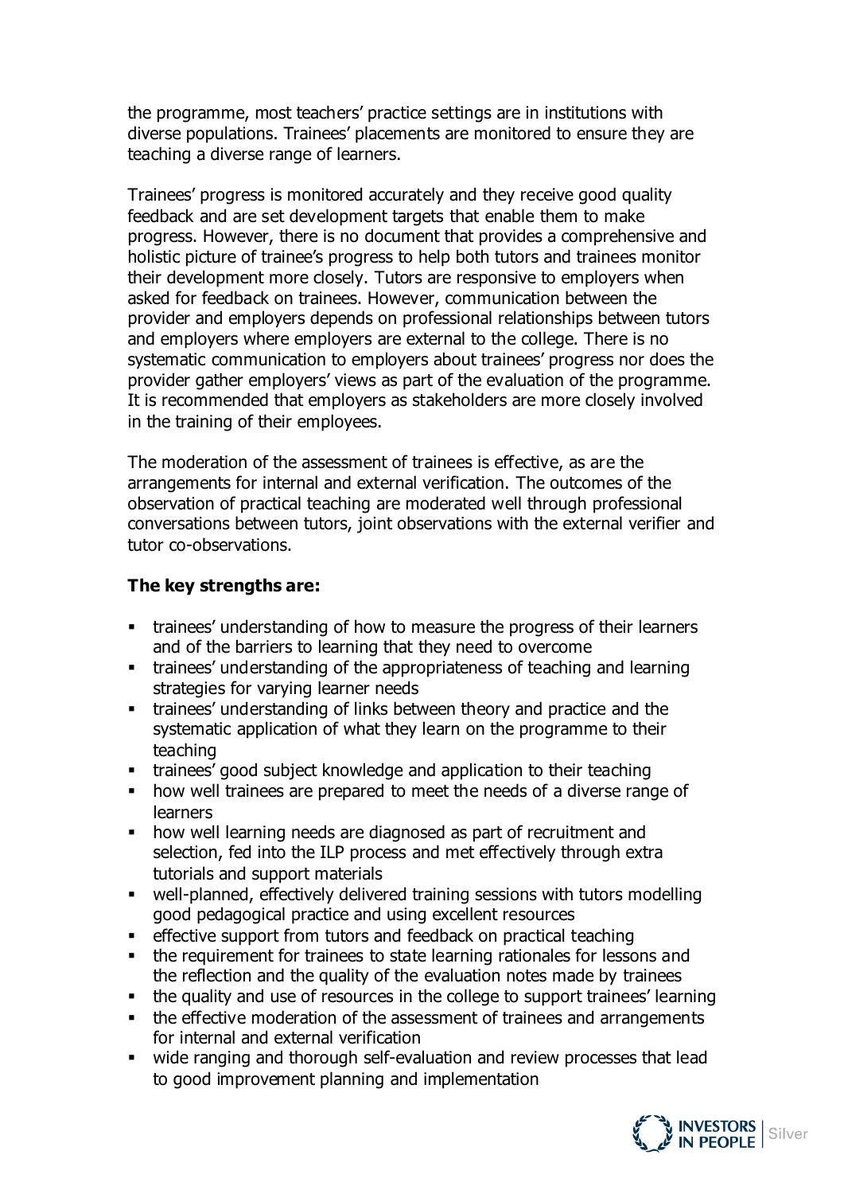the programme, most teachers' practice settings are in institutions with diverse populations. Trainees' placements are monitored to ensure they are teaching a diverse range of learners.

Trainees' progress is monitored accurately and they receive good quality feedback and are set development targets that enable them to make progress. However, there is no document that provides a comprehensive and holistic picture of trainee's progress to help both tutors and trainees monitor their development more closely. Tutors are responsive to employers when asked for feedback on trainees. However, communication between the provider and employers depends on professional relationships between tutors and employers where employers are external to the college. There is no systematic communication to employers about trainees' progress nor does the provider gather employers' views as part of the evaluation of the programme. It is recommended that employers as stakeholders are more closely involved in the training of their employees.

The moderation of the assessment of trainees is effective, as are the arrangements for internal and external verification. The outcomes of the observation of practical teaching are moderated well through professional conversations between tutors, joint observations with the external verifier and tutor co-observations.

**The key strengths are:**

- trainees' understanding of how to measure the progress of their learners and of the barriers to learning that they need to overcome
- trainees' understanding of the appropriateness of teaching and learning strategies for varying learner needs
- trainees' understanding of links between theory and practice and the systematic application of what they learn on the programme to their teaching
- trainees' good subject knowledge and application to their teaching
- how well trainees are prepared to meet the needs of a diverse range of learners
- how well learning needs are diagnosed as part of recruitment and selection, fed into the ILP process and met effectively through extra tutorials and support materials
- well-planned, effectively delivered training sessions with tutors modelling good pedagogical practice and using excellent resources
- effective support from tutors and feedback on practical teaching
- the requirement for trainees to state learning rationales for lessons and the reflection and the quality of the evaluation notes made by trainees
- the quality and use of resources in the college to support trainees' learning
- the effective moderation of the assessment of trainees and arrangements for internal and external verification
- wide ranging and thorough self-evaluation and review processes that lead to good improvement planning and implementation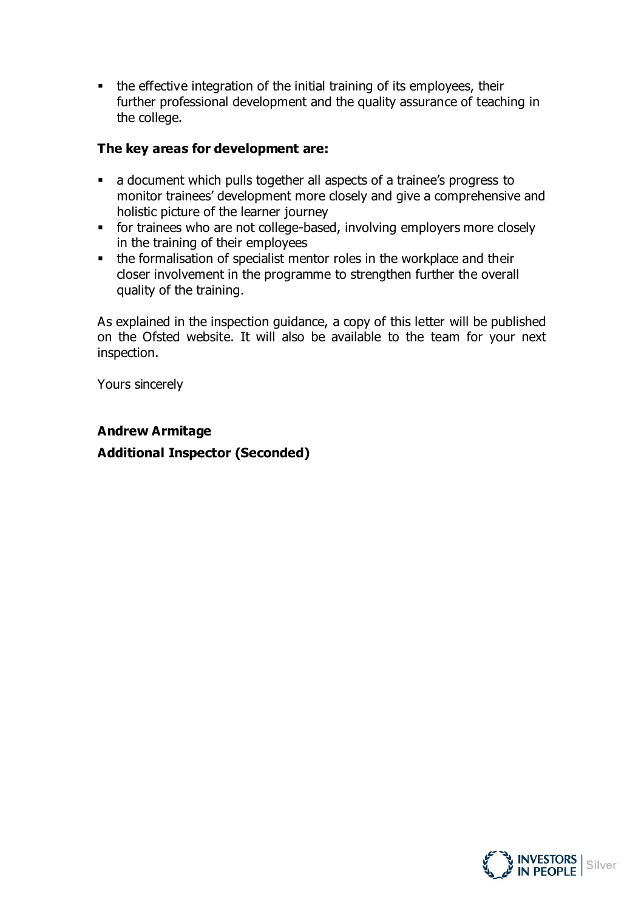- the effective integration of the initial training of its employees, their further professional development and the quality assurance of teaching in the college.

**The key areas for development are:**

- a document which pulls together all aspects of a trainee's progress to monitor trainees' development more closely and give a comprehensive and holistic picture of the learner journey
- for trainees who are not college-based, involving employers more closely in the training of their employees
- the formalisation of specialist mentor roles in the workplace and their closer involvement in the programme to strengthen further the overall quality of the training.

As explained in the inspection guidance, a copy of this letter will be published on the Ofsted website. It will also be available to the team for your next inspection.

Yours sincerely

**Andrew Armitage**

**Additional Inspector (Seconded)**